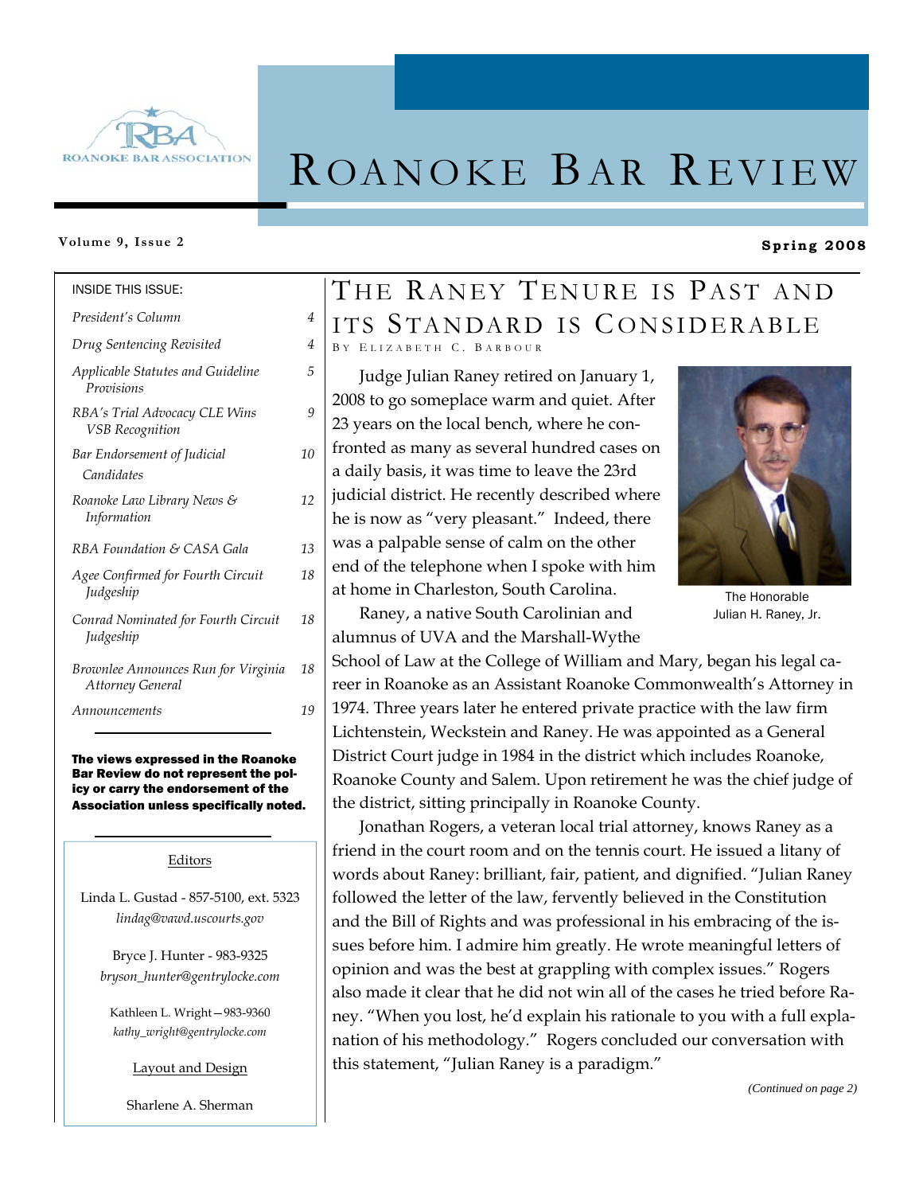# ROANOKE BAR REVIEW

ROANOKE BAR ASSOCIATION

**Volume 9, Issue 2** **Spring 2008**

INSIDE THIS ISSUE:

| | |
|---|---|
| *President's Column* | 4 |
| *Drug Sentencing Revisited* | 4 |
| *Applicable Statutes and Guideline Provisions* | 5 |
| *RBA's Trial Advocacy CLE Wins VSB Recognition* | 9 |
| *Bar Endorsement of Judicial Candidates* | 10 |
| *Roanoke Law Library News & Information* | 12 |
| *RBA Foundation & CASA Gala* | 13 |
| *Agee Confirmed for Fourth Circuit Judgeship* | 18 |
| *Conrad Nominated for Fourth Circuit Judgeship* | 18 |
| *Brownlee Announces Run for Virginia Attorney General* | 18 |
| *Announcements* | 19 |

**The views expressed in the Roanoke Bar Review do not represent the policy or carry the endorsement of the Association unless specifically noted.**

Editors

Linda L. Gustad - 857-5100, ext. 5323
*lindag@vawd.uscourts.gov*

Bryce J. Hunter - 983-9325
*bryson_hunter@gentrylocke.com*

Kathleen L. Wright—983-9360
*kathy_wright@gentrylocke.com*

Layout and Design

Sharlene A. Sherman

## THE RANEY TENURE IS PAST AND ITS STANDARD IS CONSIDERABLE

BY ELIZABETH C. BARBOUR

Judge Julian Raney retired on January 1, 2008 to go someplace warm and quiet. After 23 years on the local bench, where he confronted as many as several hundred cases on a daily basis, it was time to leave the 23rd judicial district. He recently described where he is now as "very pleasant." Indeed, there was a palpable sense of calm on the other end of the telephone when I spoke with him at home in Charleston, South Carolina.

The Honorable Julian H. Raney, Jr.

Raney, a native South Carolinian and alumnus of UVA and the Marshall-Wythe School of Law at the College of William and Mary, began his legal career in Roanoke as an Assistant Roanoke Commonwealth's Attorney in 1974. Three years later he entered private practice with the law firm Lichtenstein, Weckstein and Raney. He was appointed as a General District Court judge in 1984 in the district which includes Roanoke, Roanoke County and Salem. Upon retirement he was the chief judge of the district, sitting principally in Roanoke County.

Jonathan Rogers, a veteran local trial attorney, knows Raney as a friend in the court room and on the tennis court. He issued a litany of words about Raney: brilliant, fair, patient, and dignified. "Julian Raney followed the letter of the law, fervently believed in the Constitution and the Bill of Rights and was professional in his embracing of the issues before him. I admire him greatly. He wrote meaningful letters of opinion and was the best at grappling with complex issues." Rogers also made it clear that he did not win all of the cases he tried before Raney. "When you lost, he'd explain his rationale to you with a full explanation of his methodology." Rogers concluded our conversation with this statement, "Julian Raney is a paradigm."

*(Continued on page 2)*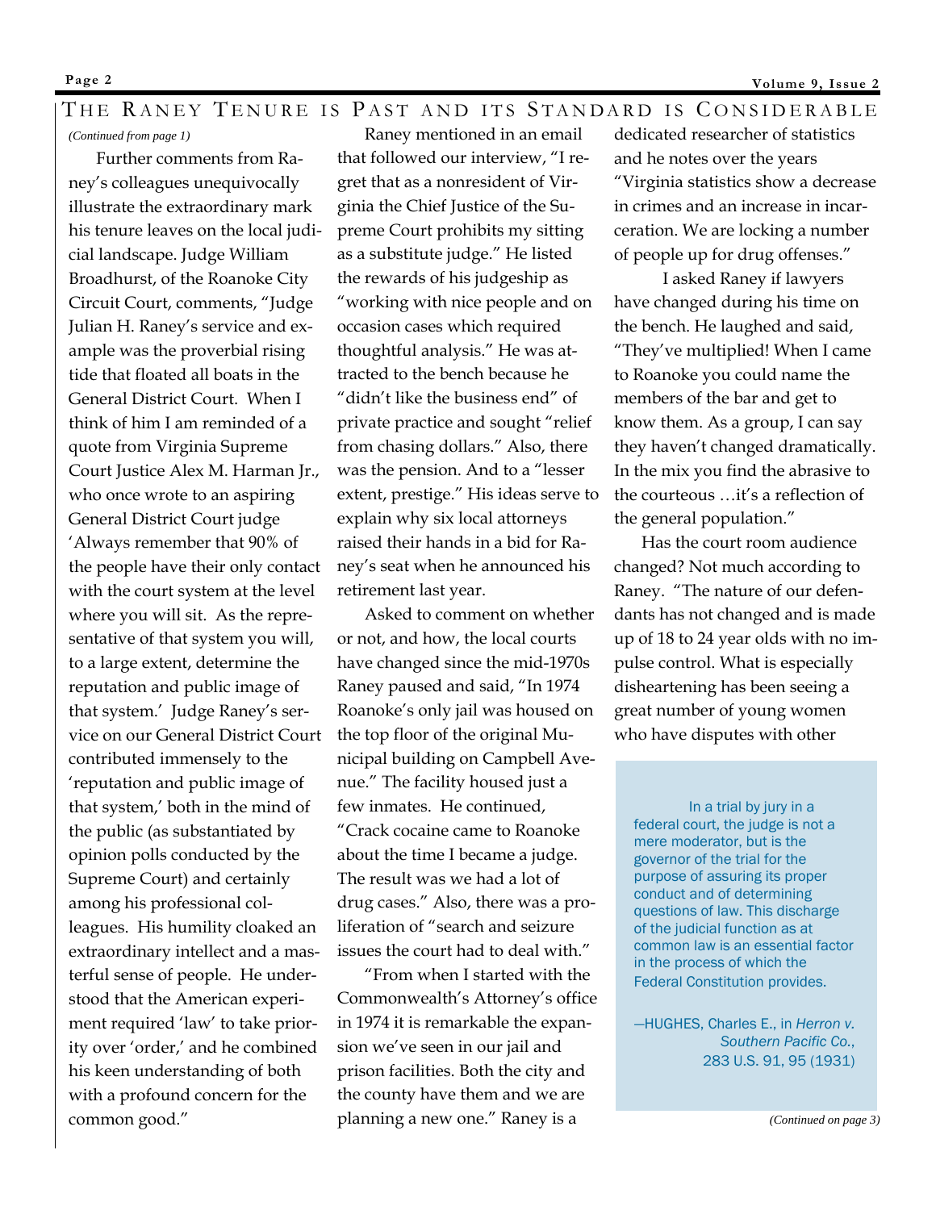# The Raney Tenure is Past and its Standard is Considerable

*(Continued from page 1)*

Further comments from Raney's colleagues unequivocally illustrate the extraordinary mark his tenure leaves on the local judicial landscape. Judge William Broadhurst, of the Roanoke City Circuit Court, comments, "Judge Julian H. Raney's service and example was the proverbial rising tide that floated all boats in the General District Court. When I think of him I am reminded of a quote from Virginia Supreme Court Justice Alex M. Harman Jr., who once wrote to an aspiring General District Court judge 'Always remember that 90% of the people have their only contact with the court system at the level where you will sit. As the representative of that system you will, to a large extent, determine the reputation and public image of that system.' Judge Raney's service on our General District Court contributed immensely to the 'reputation and public image of that system,' both in the mind of the public (as substantiated by opinion polls conducted by the Supreme Court) and certainly among his professional colleagues. His humility cloaked an extraordinary intellect and a masterful sense of people. He understood that the American experiment required 'law' to take priority over 'order,' and he combined his keen understanding of both with a profound concern for the common good."

Raney mentioned in an email that followed our interview, "I regret that as a nonresident of Virginia the Chief Justice of the Supreme Court prohibits my sitting as a substitute judge." He listed the rewards of his judgeship as "working with nice people and on occasion cases which required thoughtful analysis." He was attracted to the bench because he "didn't like the business end" of private practice and sought "relief from chasing dollars." Also, there was the pension. And to a "lesser extent, prestige." His ideas serve to explain why six local attorneys raised their hands in a bid for Raney's seat when he announced his retirement last year.

Asked to comment on whether or not, and how, the local courts have changed since the mid-1970s Raney paused and said, "In 1974 Roanoke's only jail was housed on the top floor of the original Municipal building on Campbell Avenue." The facility housed just a few inmates. He continued, "Crack cocaine came to Roanoke about the time I became a judge. The result was we had a lot of drug cases." Also, there was a proliferation of "search and seizure issues the court had to deal with."

"From when I started with the Commonwealth's Attorney's office in 1974 it is remarkable the expansion we've seen in our jail and prison facilities. Both the city and the county have them and we are planning a new one." Raney is a dedicated researcher of statistics and he notes over the years "Virginia statistics show a decrease in crimes and an increase in incarceration. We are locking a number of people up for drug offenses."

I asked Raney if lawyers have changed during his time on the bench. He laughed and said, "They've multiplied! When I came to Roanoke you could name the members of the bar and get to know them. As a group, I can say they haven't changed dramatically. In the mix you find the abrasive to the courteous …it's a reflection of the general population."

Has the court room audience changed? Not much according to Raney. "The nature of our defendants has not changed and is made up of 18 to 24 year olds with no impulse control. What is especially disheartening has been seeing a great number of young women who have disputes with other

*(Continued on page 3)*

> In a trial by jury in a federal court, the judge is not a mere moderator, but is the governor of the trial for the purpose of assuring its proper conduct and of determining questions of law. This discharge of the judicial function as at common law is an essential factor in the process of which the Federal Constitution provides.
>
> —HUGHES, Charles E., in *Herron v. Southern Pacific Co.*, 283 U.S. 91, 95 (1931)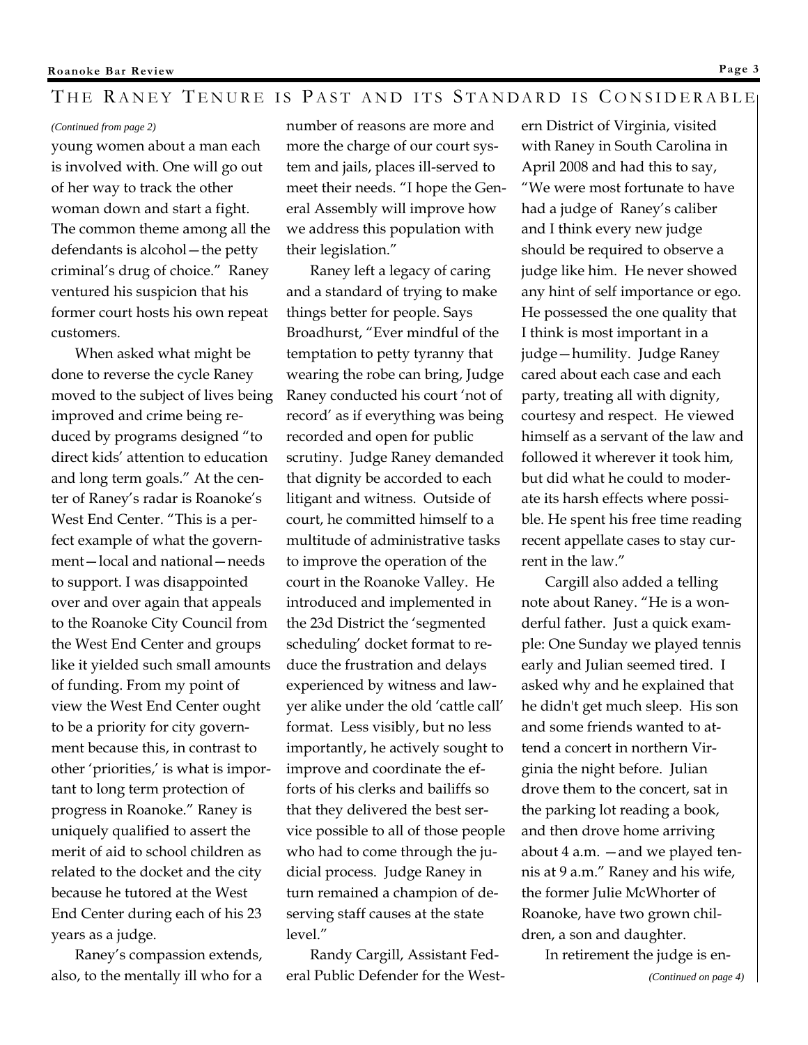## The Raney Tenure is Past and its Standard is Considerable

*(Continued from page 2)*

young women about a man each is involved with. One will go out of her way to track the other woman down and start a fight. The common theme among all the defendants is alcohol—the petty criminal's drug of choice." Raney ventured his suspicion that his former court hosts his own repeat customers.

When asked what might be done to reverse the cycle Raney moved to the subject of lives being improved and crime being reduced by programs designed "to direct kids' attention to education and long term goals." At the center of Raney's radar is Roanoke's West End Center. "This is a perfect example of what the government—local and national—needs to support. I was disappointed over and over again that appeals to the Roanoke City Council from the West End Center and groups like it yielded such small amounts of funding. From my point of view the West End Center ought to be a priority for city government because this, in contrast to other 'priorities,' is what is important to long term protection of progress in Roanoke." Raney is uniquely qualified to assert the merit of aid to school children as related to the docket and the city because he tutored at the West End Center during each of his 23 years as a judge.

Raney's compassion extends, also, to the mentally ill who for a number of reasons are more and more the charge of our court system and jails, places ill-served to meet their needs. "I hope the General Assembly will improve how we address this population with their legislation."

Raney left a legacy of caring and a standard of trying to make things better for people. Says Broadhurst, "Ever mindful of the temptation to petty tyranny that wearing the robe can bring, Judge Raney conducted his court 'not of record' as if everything was being recorded and open for public scrutiny. Judge Raney demanded that dignity be accorded to each litigant and witness. Outside of court, he committed himself to a multitude of administrative tasks to improve the operation of the court in the Roanoke Valley. He introduced and implemented in the 23d District the 'segmented scheduling' docket format to reduce the frustration and delays experienced by witness and lawyer alike under the old 'cattle call' format. Less visibly, but no less importantly, he actively sought to improve and coordinate the efforts of his clerks and bailiffs so that they delivered the best service possible to all of those people who had to come through the judicial process. Judge Raney in turn remained a champion of deserving staff causes at the state level."

Randy Cargill, Assistant Federal Public Defender for the Western District of Virginia, visited with Raney in South Carolina in April 2008 and had this to say, "We were most fortunate to have had a judge of Raney's caliber and I think every new judge should be required to observe a judge like him. He never showed any hint of self importance or ego. He possessed the one quality that I think is most important in a judge—humility. Judge Raney cared about each case and each party, treating all with dignity, courtesy and respect. He viewed himself as a servant of the law and followed it wherever it took him, but did what he could to moderate its harsh effects where possible. He spent his free time reading recent appellate cases to stay current in the law."

Cargill also added a telling note about Raney. "He is a wonderful father. Just a quick example: One Sunday we played tennis early and Julian seemed tired. I asked why and he explained that he didn't get much sleep. His son and some friends wanted to attend a concert in northern Virginia the night before. Julian drove them to the concert, sat in the parking lot reading a book, and then drove home arriving about 4 a.m. —and we played tennis at 9 a.m." Raney and his wife, the former Julie McWhorter of Roanoke, have two grown children, a son and daughter.

In retirement the judge is en-

*(Continued on page 4)*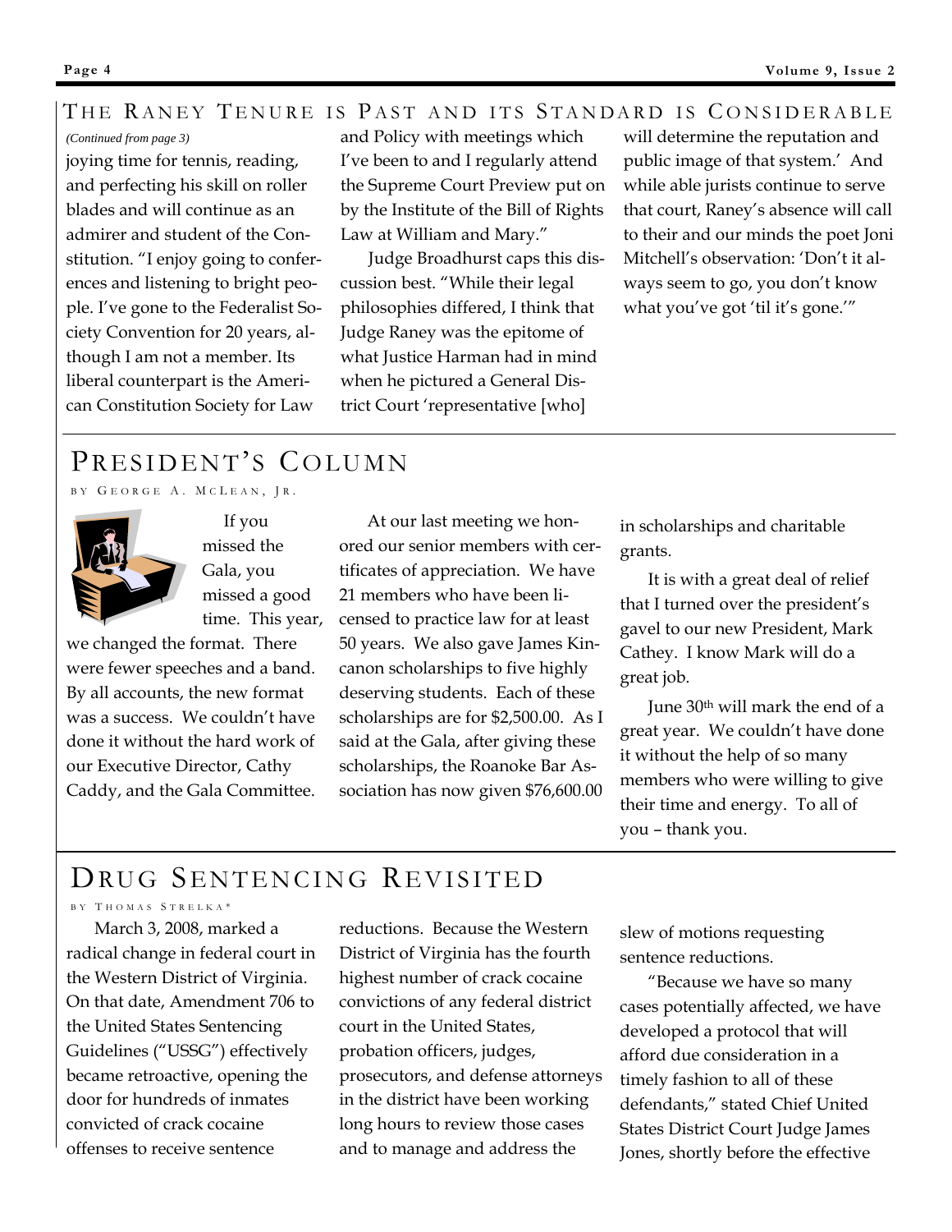## The Raney Tenure is Past and its Standard is Considerable

*(Continued from page 3)*

joying time for tennis, reading, and perfecting his skill on roller blades and will continue as an admirer and student of the Constitution. "I enjoy going to conferences and listening to bright people. I've gone to the Federalist Society Convention for 20 years, although I am not a member. Its liberal counterpart is the American Constitution Society for Law and Policy with meetings which I've been to and I regularly attend the Supreme Court Preview put on by the Institute of the Bill of Rights Law at William and Mary."

Judge Broadhurst caps this discussion best. "While their legal philosophies differed, I think that Judge Raney was the epitome of what Justice Harman had in mind when he pictured a General District Court 'representative [who] will determine the reputation and public image of that system.' And while able jurists continue to serve that court, Raney's absence will call to their and our minds the poet Joni Mitchell's observation: 'Don't it always seem to go, you don't know what you've got 'til it's gone.'"

## President's Column

BY GEORGE A. MCLEAN, JR.

If you missed the Gala, you missed a good time. This year, we changed the format. There were fewer speeches and a band. By all accounts, the new format was a success. We couldn't have done it without the hard work of our Executive Director, Cathy Caddy, and the Gala Committee.

At our last meeting we honored our senior members with certificates of appreciation. We have 21 members who have been licensed to practice law for at least 50 years. We also gave James Kincanon scholarships to five highly deserving students. Each of these scholarships are for $2,500.00. As I said at the Gala, after giving these scholarships, the Roanoke Bar Association has now given $76,600.00 in scholarships and charitable grants.

It is with a great deal of relief that I turned over the president's gavel to our new President, Mark Cathey. I know Mark will do a great job.

June 30th will mark the end of a great year. We couldn't have done it without the help of so many members who were willing to give their time and energy. To all of you – thank you.

## Drug Sentencing Revisited

BY THOMAS STRELKA*

March 3, 2008, marked a radical change in federal court in the Western District of Virginia. On that date, Amendment 706 to the United States Sentencing Guidelines ("USSG") effectively became retroactive, opening the door for hundreds of inmates convicted of crack cocaine offenses to receive sentence reductions. Because the Western District of Virginia has the fourth highest number of crack cocaine convictions of any federal district court in the United States, probation officers, judges, prosecutors, and defense attorneys in the district have been working long hours to review those cases and to manage and address the slew of motions requesting sentence reductions.

"Because we have so many cases potentially affected, we have developed a protocol that will afford due consideration in a timely fashion to all of these defendants," stated Chief United States District Court Judge James Jones, shortly before the effective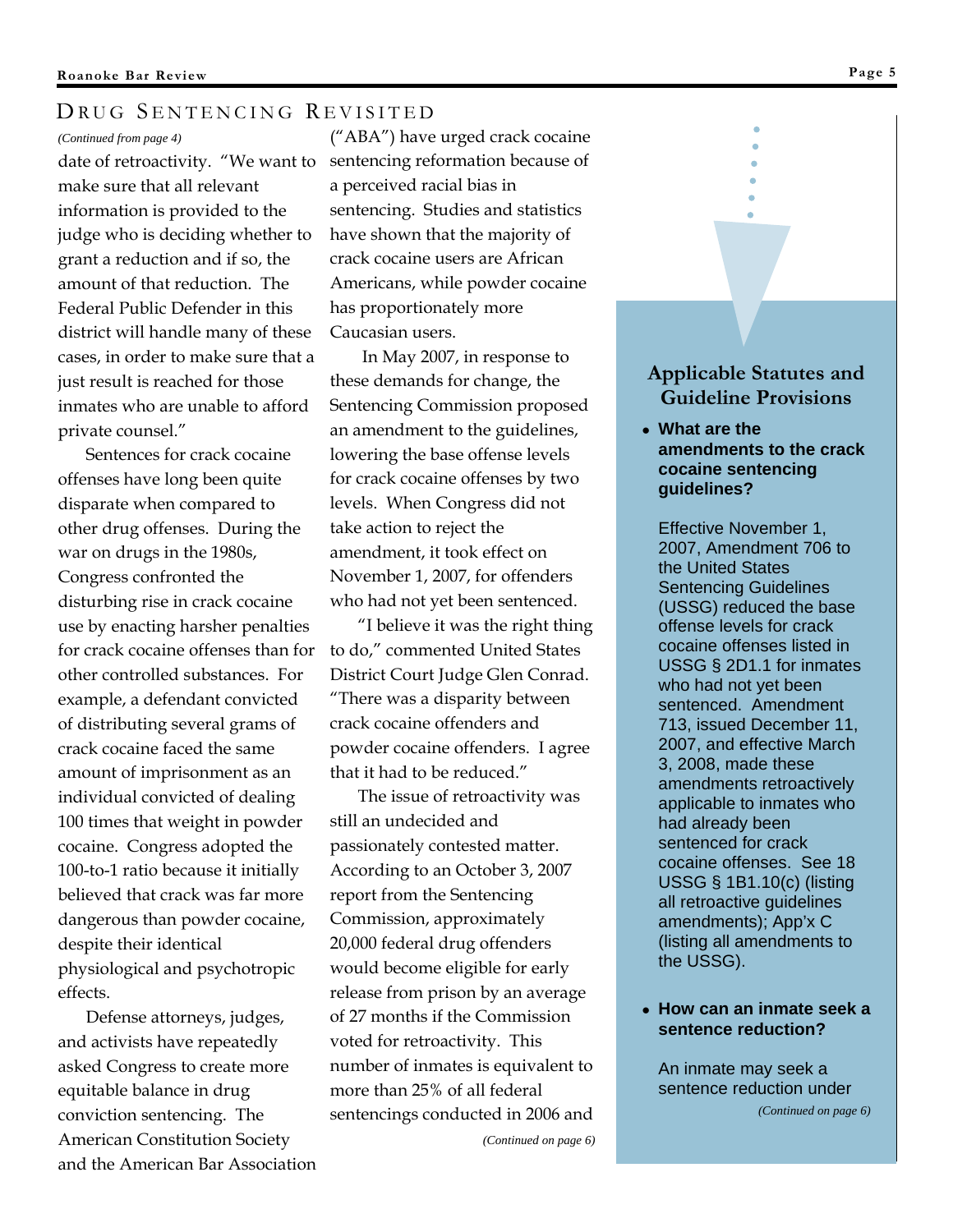# Drug Sentencing Revisited

*(Continued from page 4)*

date of retroactivity. "We want to make sure that all relevant information is provided to the judge who is deciding whether to grant a reduction and if so, the amount of that reduction. The Federal Public Defender in this district will handle many of these cases, in order to make sure that a just result is reached for those inmates who are unable to afford private counsel."

Sentences for crack cocaine offenses have long been quite disparate when compared to other drug offenses. During the war on drugs in the 1980s, Congress confronted the disturbing rise in crack cocaine use by enacting harsher penalties for crack cocaine offenses than for other controlled substances. For example, a defendant convicted of distributing several grams of crack cocaine faced the same amount of imprisonment as an individual convicted of dealing 100 times that weight in powder cocaine. Congress adopted the 100-to-1 ratio because it initially believed that crack was far more dangerous than powder cocaine, despite their identical physiological and psychotropic effects.

Defense attorneys, judges, and activists have repeatedly asked Congress to create more equitable balance in drug conviction sentencing. The American Constitution Society and the American Bar Association ("ABA") have urged crack cocaine sentencing reformation because of a perceived racial bias in sentencing. Studies and statistics have shown that the majority of crack cocaine users are African Americans, while powder cocaine has proportionately more Caucasian users.

In May 2007, in response to these demands for change, the Sentencing Commission proposed an amendment to the guidelines, lowering the base offense levels for crack cocaine offenses by two levels. When Congress did not take action to reject the amendment, it took effect on November 1, 2007, for offenders who had not yet been sentenced.

"I believe it was the right thing to do," commented United States District Court Judge Glen Conrad. "There was a disparity between crack cocaine offenders and powder cocaine offenders. I agree that it had to be reduced."

The issue of retroactivity was still an undecided and passionately contested matter. According to an October 3, 2007 report from the Sentencing Commission, approximately 20,000 federal drug offenders would become eligible for early release from prison by an average of 27 months if the Commission voted for retroactivity. This number of inmates is equivalent to more than 25% of all federal sentencings conducted in 2006 and

*(Continued on page 6)*

## Applicable Statutes and Guideline Provisions

- **What are the amendments to the crack cocaine sentencing guidelines?**

  Effective November 1, 2007, Amendment 706 to the United States Sentencing Guidelines (USSG) reduced the base offense levels for crack cocaine offenses listed in USSG § 2D1.1 for inmates who had not yet been sentenced. Amendment 713, issued December 11, 2007, and effective March 3, 2008, made these amendments retroactively applicable to inmates who had already been sentenced for crack cocaine offenses. See 18 USSG § 1B1.10(c) (listing all retroactive guidelines amendments); App'x C (listing all amendments to the USSG).

- **How can an inmate seek a sentence reduction?**

  An inmate may seek a sentence reduction under

*(Continued on page 6)*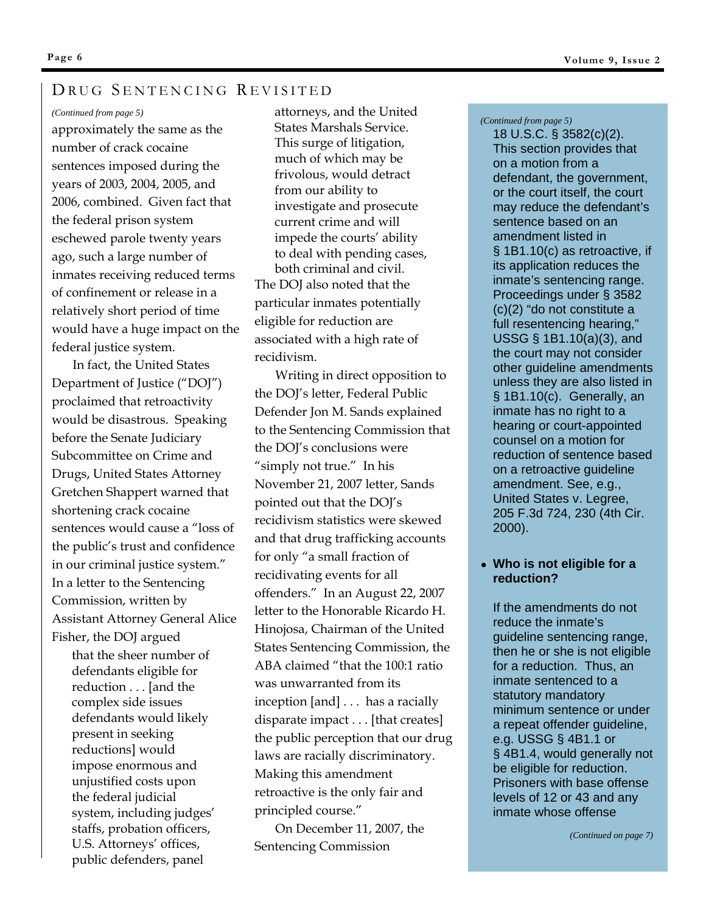## DRUG SENTENCING REVISITED

*(Continued from page 5)*

approximately the same as the number of crack cocaine sentences imposed during the years of 2003, 2004, 2005, and 2006, combined. Given fact that the federal prison system eschewed parole twenty years ago, such a large number of inmates receiving reduced terms of confinement or release in a relatively short period of time would have a huge impact on the federal justice system.

In fact, the United States Department of Justice ("DOJ") proclaimed that retroactivity would be disastrous. Speaking before the Senate Judiciary Subcommittee on Crime and Drugs, United States Attorney Gretchen Shappert warned that shortening crack cocaine sentences would cause a "loss of the public's trust and confidence in our criminal justice system." In a letter to the Sentencing Commission, written by Assistant Attorney General Alice Fisher, the DOJ argued

> that the sheer number of defendants eligible for reduction . . . [and the complex side issues defendants would likely present in seeking reductions] would impose enormous and unjustified costs upon the federal judicial system, including judges' staffs, probation officers, U.S. Attorneys' offices, public defenders, panel attorneys, and the United States Marshals Service. This surge of litigation, much of which may be frivolous, would detract from our ability to investigate and prosecute current crime and will impede the courts' ability to deal with pending cases, both criminal and civil.

The DOJ also noted that the particular inmates potentially eligible for reduction are associated with a high rate of recidivism.

Writing in direct opposition to the DOJ's letter, Federal Public Defender Jon M. Sands explained to the Sentencing Commission that the DOJ's conclusions were "simply not true." In his November 21, 2007 letter, Sands pointed out that the DOJ's recidivism statistics were skewed and that drug trafficking accounts for only "a small fraction of recidivating events for all offenders." In an August 22, 2007 letter to the Honorable Ricardo H. Hinojosa, Chairman of the United States Sentencing Commission, the ABA claimed "that the 100:1 ratio was unwarranted from its inception [and] . . . has a racially disparate impact . . . [that creates] the public perception that our drug laws are racially discriminatory. Making this amendment retroactive is the only fair and principled course."

On December 11, 2007, the Sentencing Commission

*(Continued from page 5)*

18 U.S.C. § 3582(c)(2). This section provides that on a motion from a defendant, the government, or the court itself, the court may reduce the defendant's sentence based on an amendment listed in § 1B1.10(c) as retroactive, if its application reduces the inmate's sentencing range. Proceedings under § 3582 (c)(2) "do not constitute a full resentencing hearing," USSG § 1B1.10(a)(3), and the court may not consider other guideline amendments unless they are also listed in § 1B1.10(c). Generally, an inmate has no right to a hearing or court-appointed counsel on a motion for reduction of sentence based on a retroactive guideline amendment. See, e.g., United States v. Legree, 205 F.3d 724, 230 (4th Cir. 2000).

- **Who is not eligible for a reduction?**

If the amendments do not reduce the inmate's guideline sentencing range, then he or she is not eligible for a reduction. Thus, an inmate sentenced to a statutory mandatory minimum sentence or under a repeat offender guideline, e.g. USSG § 4B1.1 or § 4B1.4, would generally not be eligible for reduction. Prisoners with base offense levels of 12 or 43 and any inmate whose offense

*(Continued on page 7)*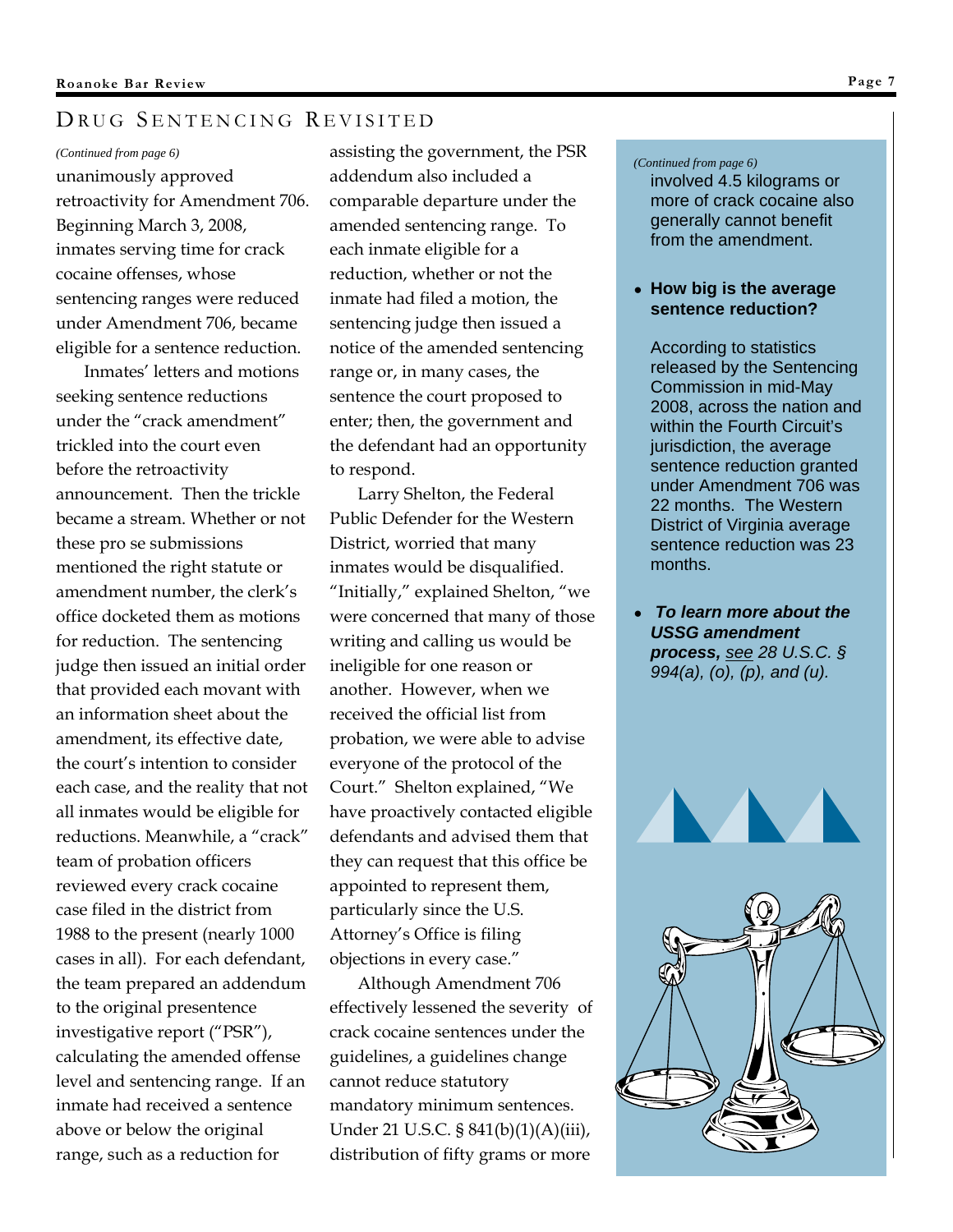## Drug Sentencing Revisited

*(Continued from page 6)*

unanimously approved retroactivity for Amendment 706. Beginning March 3, 2008, inmates serving time for crack cocaine offenses, whose sentencing ranges were reduced under Amendment 706, became eligible for a sentence reduction.

Inmates' letters and motions seeking sentence reductions under the "crack amendment" trickled into the court even before the retroactivity announcement. Then the trickle became a stream. Whether or not these pro se submissions mentioned the right statute or amendment number, the clerk's office docketed them as motions for reduction. The sentencing judge then issued an initial order that provided each movant with an information sheet about the amendment, its effective date, the court's intention to consider each case, and the reality that not all inmates would be eligible for reductions. Meanwhile, a "crack" team of probation officers reviewed every crack cocaine case filed in the district from 1988 to the present (nearly 1000 cases in all). For each defendant, the team prepared an addendum to the original presentence investigative report ("PSR"), calculating the amended offense level and sentencing range. If an inmate had received a sentence above or below the original range, such as a reduction for assisting the government, the PSR addendum also included a comparable departure under the amended sentencing range. To each inmate eligible for a reduction, whether or not the inmate had filed a motion, the sentencing judge then issued a notice of the amended sentencing range or, in many cases, the sentence the court proposed to enter; then, the government and the defendant had an opportunity to respond.

Larry Shelton, the Federal Public Defender for the Western District, worried that many inmates would be disqualified. "Initially," explained Shelton, "we were concerned that many of those writing and calling us would be ineligible for one reason or another. However, when we received the official list from probation, we were able to advise everyone of the protocol of the Court." Shelton explained, "We have proactively contacted eligible defendants and advised them that they can request that this office be appointed to represent them, particularly since the U.S. Attorney's Office is filing objections in every case."

Although Amendment 706 effectively lessened the severity of crack cocaine sentences under the guidelines, a guidelines change cannot reduce statutory mandatory minimum sentences. Under 21 U.S.C. § 841(b)(1)(A)(iii), distribution of fifty grams or more

*(Continued from page 6)*

involved 4.5 kilograms or more of crack cocaine also generally cannot benefit from the amendment.

- **How big is the average sentence reduction?**

  According to statistics released by the Sentencing Commission in mid-May 2008, across the nation and within the Fourth Circuit's jurisdiction, the average sentence reduction granted under Amendment 706 was 22 months. The Western District of Virginia average sentence reduction was 23 months.

- ***To learn more about the USSG amendment process,*** *see 28 U.S.C. § 994(a), (o), (p), and (u).*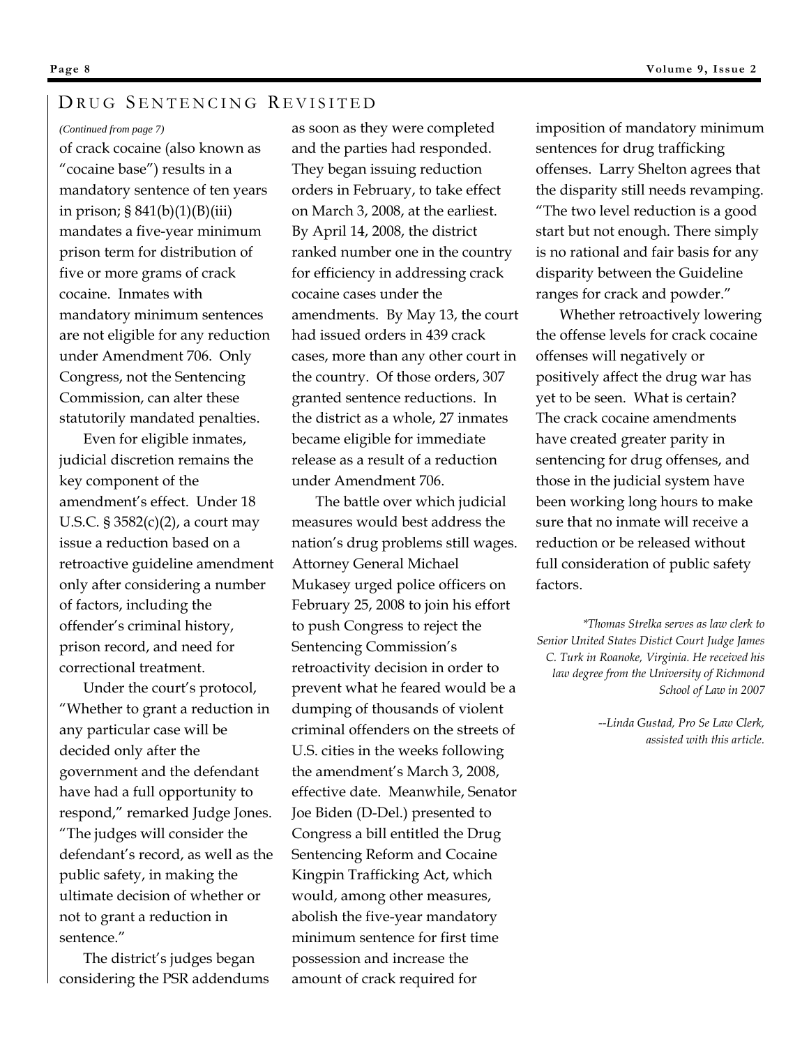## DRUG SENTENCING REVISITED

*(Continued from page 7)*

of crack cocaine (also known as "cocaine base") results in a mandatory sentence of ten years in prison; § 841(b)(1)(B)(iii) mandates a five-year minimum prison term for distribution of five or more grams of crack cocaine. Inmates with mandatory minimum sentences are not eligible for any reduction under Amendment 706. Only Congress, not the Sentencing Commission, can alter these statutorily mandated penalties.

Even for eligible inmates, judicial discretion remains the key component of the amendment's effect. Under 18 U.S.C. § 3582(c)(2), a court may issue a reduction based on a retroactive guideline amendment only after considering a number of factors, including the offender's criminal history, prison record, and need for correctional treatment.

Under the court's protocol, "Whether to grant a reduction in any particular case will be decided only after the government and the defendant have had a full opportunity to respond," remarked Judge Jones. "The judges will consider the defendant's record, as well as the public safety, in making the ultimate decision of whether or not to grant a reduction in sentence."

The district's judges began considering the PSR addendums as soon as they were completed and the parties had responded. They began issuing reduction orders in February, to take effect on March 3, 2008, at the earliest. By April 14, 2008, the district ranked number one in the country for efficiency in addressing crack cocaine cases under the amendments. By May 13, the court had issued orders in 439 crack cases, more than any other court in the country. Of those orders, 307 granted sentence reductions. In the district as a whole, 27 inmates became eligible for immediate release as a result of a reduction under Amendment 706.

The battle over which judicial measures would best address the nation's drug problems still wages. Attorney General Michael Mukasey urged police officers on February 25, 2008 to join his effort to push Congress to reject the Sentencing Commission's retroactivity decision in order to prevent what he feared would be a dumping of thousands of violent criminal offenders on the streets of U.S. cities in the weeks following the amendment's March 3, 2008, effective date. Meanwhile, Senator Joe Biden (D-Del.) presented to Congress a bill entitled the Drug Sentencing Reform and Cocaine Kingpin Trafficking Act, which would, among other measures, abolish the five-year mandatory minimum sentence for first time possession and increase the amount of crack required for imposition of mandatory minimum sentences for drug trafficking offenses. Larry Shelton agrees that the disparity still needs revamping. "The two level reduction is a good start but not enough. There simply is no rational and fair basis for any disparity between the Guideline ranges for crack and powder."

Whether retroactively lowering the offense levels for crack cocaine offenses will negatively or positively affect the drug war has yet to be seen. What is certain? The crack cocaine amendments have created greater parity in sentencing for drug offenses, and those in the judicial system have been working long hours to make sure that no inmate will receive a reduction or be released without full consideration of public safety factors.

*\*Thomas Strelka serves as law clerk to Senior United States Distict Court Judge James C. Turk in Roanoke, Virginia. He received his law degree from the University of Richmond School of Law in 2007*

*--Linda Gustad, Pro Se Law Clerk, assisted with this article.*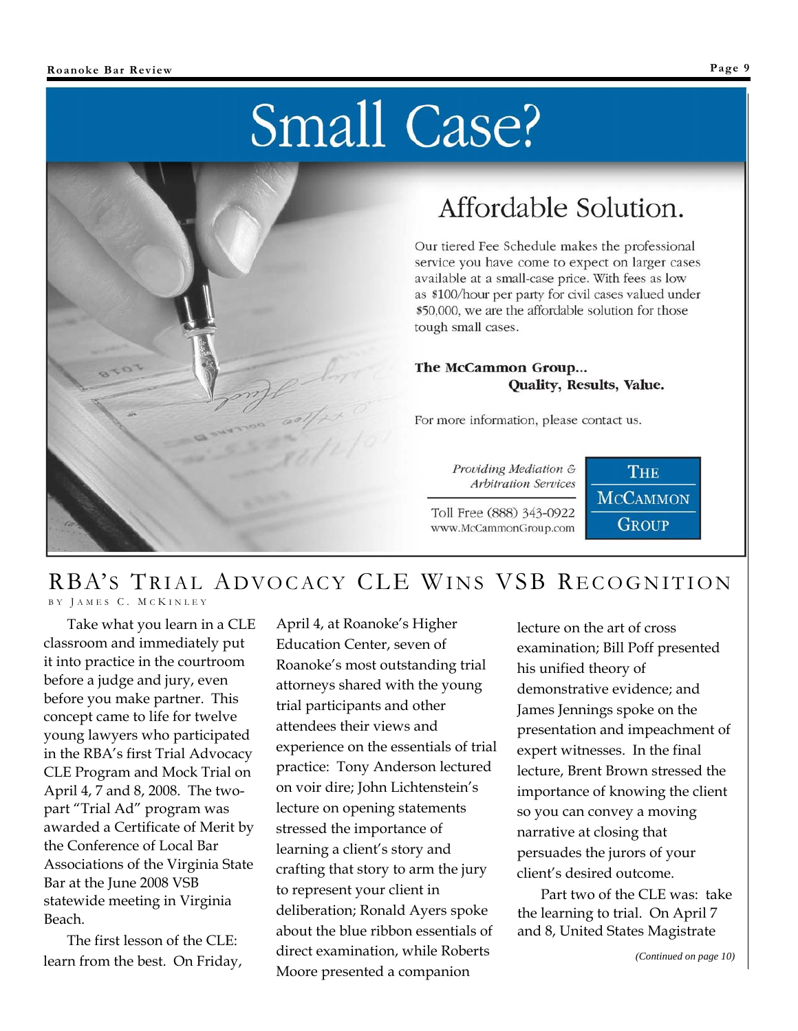# Small Case?

## Affordable Solution.

Our tiered Fee Schedule makes the professional service you have come to expect on larger cases available at a small-case price. With fees as low as $100/hour per party for civil cases valued under $50,000, we are the affordable solution for those tough small cases.

**The McCammon Group... Quality, Results, Value.**

For more information, please contact us.

*Providing Mediation & Arbitration Services*

Toll Free (888) 343-0922
www.McCammonGroup.com

THE McCAMMON GROUP

## RBA'S TRIAL ADVOCACY CLE WINS VSB RECOGNITION

BY JAMES C. MCKINLEY

Take what you learn in a CLE classroom and immediately put it into practice in the courtroom before a judge and jury, even before you make partner. This concept came to life for twelve young lawyers who participated in the RBA's first Trial Advocacy CLE Program and Mock Trial on April 4, 7 and 8, 2008. The two-part "Trial Ad" program was awarded a Certificate of Merit by the Conference of Local Bar Associations of the Virginia State Bar at the June 2008 VSB statewide meeting in Virginia Beach.

The first lesson of the CLE: learn from the best. On Friday, April 4, at Roanoke's Higher Education Center, seven of Roanoke's most outstanding trial attorneys shared with the young trial participants and other attendees their views and experience on the essentials of trial practice: Tony Anderson lectured on voir dire; John Lichtenstein's lecture on opening statements stressed the importance of learning a client's story and crafting that story to arm the jury to represent your client in deliberation; Ronald Ayers spoke about the blue ribbon essentials of direct examination, while Roberts Moore presented a companion lecture on the art of cross examination; Bill Poff presented his unified theory of demonstrative evidence; and James Jennings spoke on the presentation and impeachment of expert witnesses. In the final lecture, Brent Brown stressed the importance of knowing the client so you can convey a moving narrative at closing that persuades the jurors of your client's desired outcome.

Part two of the CLE was: take the learning to trial. On April 7 and 8, United States Magistrate

*(Continued on page 10)*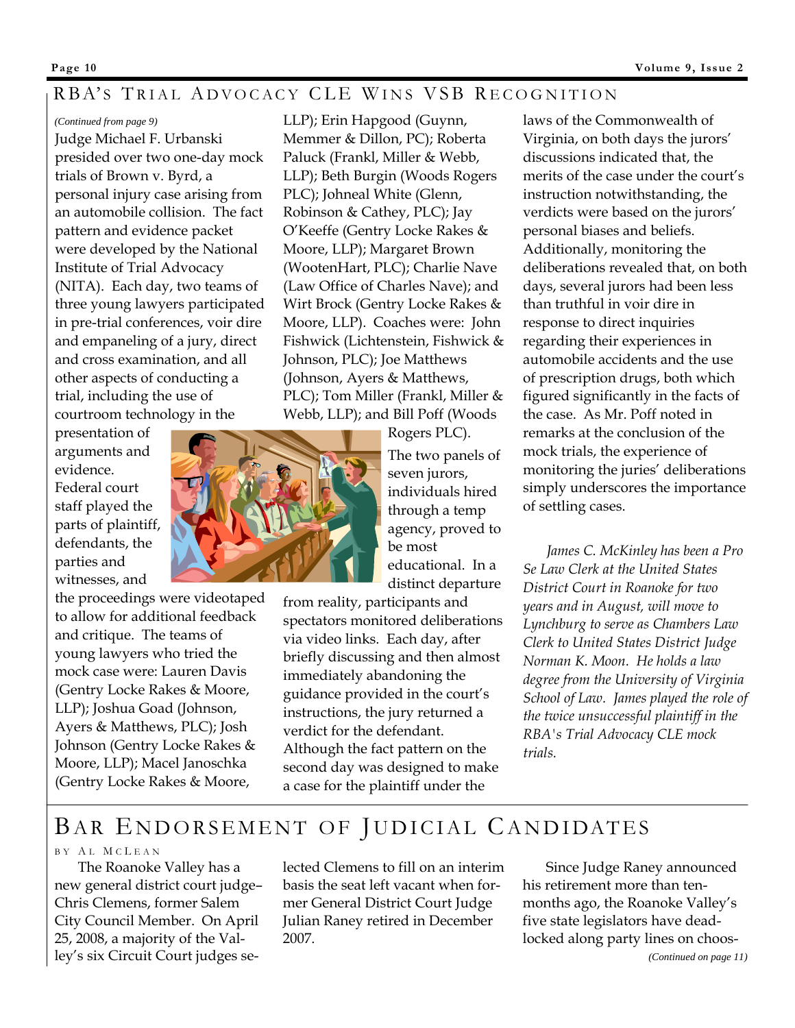# RBA's Trial Advocacy CLE Wins VSB Recognition

*(Continued from page 9)*

Judge Michael F. Urbanski presided over two one-day mock trials of Brown v. Byrd, a personal injury case arising from an automobile collision. The fact pattern and evidence packet were developed by the National Institute of Trial Advocacy (NITA). Each day, two teams of three young lawyers participated in pre-trial conferences, voir dire and empaneling of a jury, direct and cross examination, and all other aspects of conducting a trial, including the use of courtroom technology in the presentation of arguments and evidence. Federal court staff played the parts of plaintiff, defendants, the parties and witnesses, and the proceedings were videotaped to allow for additional feedback and critique. The teams of young lawyers who tried the mock case were: Lauren Davis (Gentry Locke Rakes & Moore, LLP); Joshua Goad (Johnson, Ayers & Matthews, PLC); Josh Johnson (Gentry Locke Rakes & Moore, LLP); Macel Janoschka (Gentry Locke Rakes & Moore, LLP); Erin Hapgood (Guynn, Memmer & Dillon, PC); Roberta Paluck (Frankl, Miller & Webb, LLP); Beth Burgin (Woods Rogers PLC); Johneal White (Glenn, Robinson & Cathey, PLC); Jay O'Keeffe (Gentry Locke Rakes & Moore, LLP); Margaret Brown (WootenHart, PLC); Charlie Nave (Law Office of Charles Nave); and Wirt Brock (Gentry Locke Rakes & Moore, LLP). Coaches were: John Fishwick (Lichtenstein, Fishwick & Johnson, PLC); Joe Matthews (Johnson, Ayers & Matthews, PLC); Tom Miller (Frankl, Miller & Webb, LLP); and Bill Poff (Woods Rogers PLC).

The two panels of seven jurors, individuals hired through a temp agency, proved to be most educational. In a distinct departure from reality, participants and spectators monitored deliberations via video links. Each day, after briefly discussing and then almost immediately abandoning the guidance provided in the court's instructions, the jury returned a verdict for the defendant. Although the fact pattern on the second day was designed to make a case for the plaintiff under the laws of the Commonwealth of Virginia, on both days the jurors' discussions indicated that, the merits of the case under the court's instruction notwithstanding, the verdicts were based on the jurors' personal biases and beliefs. Additionally, monitoring the deliberations revealed that, on both days, several jurors had been less than truthful in voir dire in response to direct inquiries regarding their experiences in automobile accidents and the use of prescription drugs, both which figured significantly in the facts of the case. As Mr. Poff noted in remarks at the conclusion of the mock trials, the experience of monitoring the juries' deliberations simply underscores the importance of settling cases.

*James C. McKinley has been a Pro Se Law Clerk at the United States District Court in Roanoke for two years and in August, will move to Lynchburg to serve as Chambers Law Clerk to United States District Judge Norman K. Moon. He holds a law degree from the University of Virginia School of Law. James played the role of the twice unsuccessful plaintiff in the RBA's Trial Advocacy CLE mock trials.*

# Bar Endorsement of Judicial Candidates

By Al McLean

The Roanoke Valley has a new general district court judge–Chris Clemens, former Salem City Council Member. On April 25, 2008, a majority of the Valley's six Circuit Court judges selected Clemens to fill on an interim basis the seat left vacant when former General District Court Judge Julian Raney retired in December 2007.

Since Judge Raney announced his retirement more than ten-months ago, the Roanoke Valley's five state legislators have deadlocked along party lines on choos-

*(Continued on page 11)*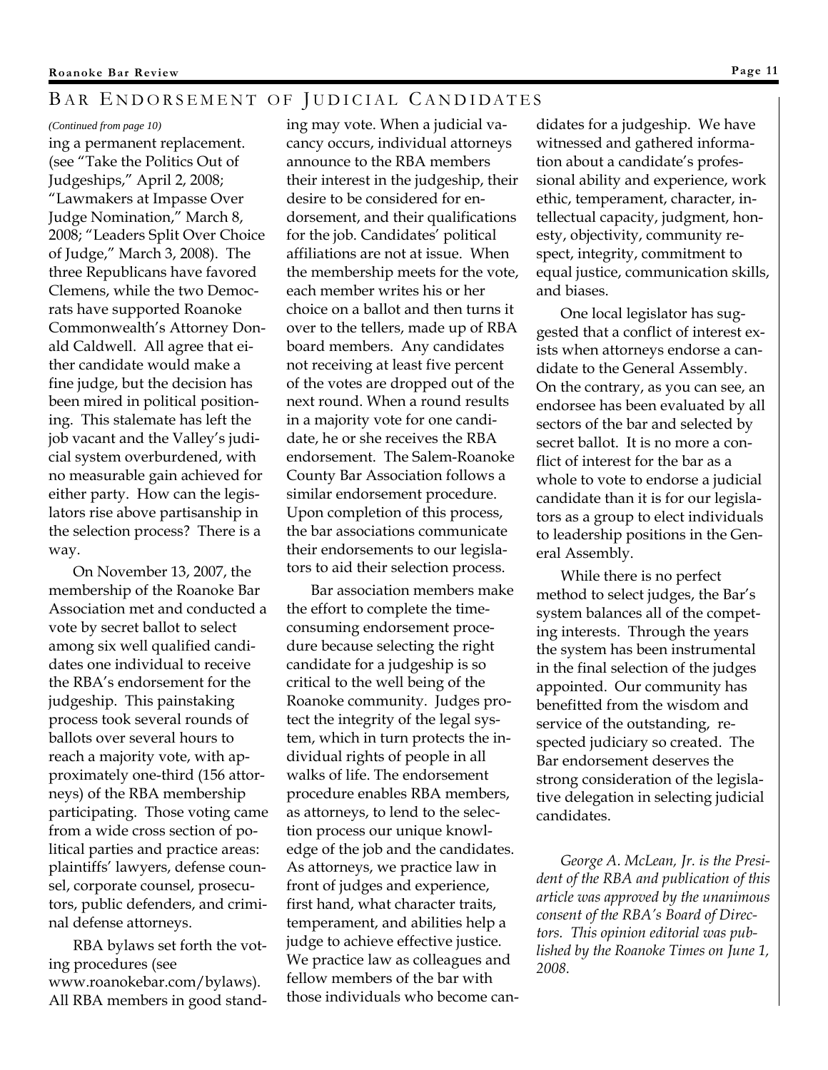## BAR ENDORSEMENT OF JUDICIAL CANDIDATES

*(Continued from page 10)*

ing a permanent replacement. (see "Take the Politics Out of Judgeships," April 2, 2008; "Lawmakers at Impasse Over Judge Nomination," March 8, 2008; "Leaders Split Over Choice of Judge," March 3, 2008). The three Republicans have favored Clemens, while the two Democrats have supported Roanoke Commonwealth's Attorney Donald Caldwell. All agree that either candidate would make a fine judge, but the decision has been mired in political positioning. This stalemate has left the job vacant and the Valley's judicial system overburdened, with no measurable gain achieved for either party. How can the legislators rise above partisanship in the selection process? There is a way.

On November 13, 2007, the membership of the Roanoke Bar Association met and conducted a vote by secret ballot to select among six well qualified candidates one individual to receive the RBA's endorsement for the judgeship. This painstaking process took several rounds of ballots over several hours to reach a majority vote, with approximately one-third (156 attorneys) of the RBA membership participating. Those voting came from a wide cross section of political parties and practice areas: plaintiffs' lawyers, defense counsel, corporate counsel, prosecutors, public defenders, and criminal defense attorneys.

RBA bylaws set forth the voting procedures (see www.roanokebar.com/bylaws). All RBA members in good standing may vote. When a judicial vacancy occurs, individual attorneys announce to the RBA members their interest in the judgeship, their desire to be considered for endorsement, and their qualifications for the job. Candidates' political affiliations are not at issue. When the membership meets for the vote, each member writes his or her choice on a ballot and then turns it over to the tellers, made up of RBA board members. Any candidates not receiving at least five percent of the votes are dropped out of the next round. When a round results in a majority vote for one candidate, he or she receives the RBA endorsement. The Salem-Roanoke County Bar Association follows a similar endorsement procedure. Upon completion of this process, the bar associations communicate their endorsements to our legislators to aid their selection process.

Bar association members make the effort to complete the time-consuming endorsement procedure because selecting the right candidate for a judgeship is so critical to the well being of the Roanoke community. Judges protect the integrity of the legal system, which in turn protects the individual rights of people in all walks of life. The endorsement procedure enables RBA members, as attorneys, to lend to the selection process our unique knowledge of the job and the candidates. As attorneys, we practice law in front of judges and experience, first hand, what character traits, temperament, and abilities help a judge to achieve effective justice. We practice law as colleagues and fellow members of the bar with those individuals who become candidates for a judgeship. We have witnessed and gathered information about a candidate's professional ability and experience, work ethic, temperament, character, intellectual capacity, judgment, honesty, objectivity, community respect, integrity, commitment to equal justice, communication skills, and biases.

One local legislator has suggested that a conflict of interest exists when attorneys endorse a candidate to the General Assembly. On the contrary, as you can see, an endorsee has been evaluated by all sectors of the bar and selected by secret ballot. It is no more a conflict of interest for the bar as a whole to vote to endorse a judicial candidate than it is for our legislators as a group to elect individuals to leadership positions in the General Assembly.

While there is no perfect method to select judges, the Bar's system balances all of the competing interests. Through the years the system has been instrumental in the final selection of the judges appointed. Our community has benefitted from the wisdom and service of the outstanding, respected judiciary so created. The Bar endorsement deserves the strong consideration of the legislative delegation in selecting judicial candidates.

*George A. McLean, Jr. is the President of the RBA and publication of this article was approved by the unanimous consent of the RBA's Board of Directors. This opinion editorial was published by the Roanoke Times on June 1, 2008.*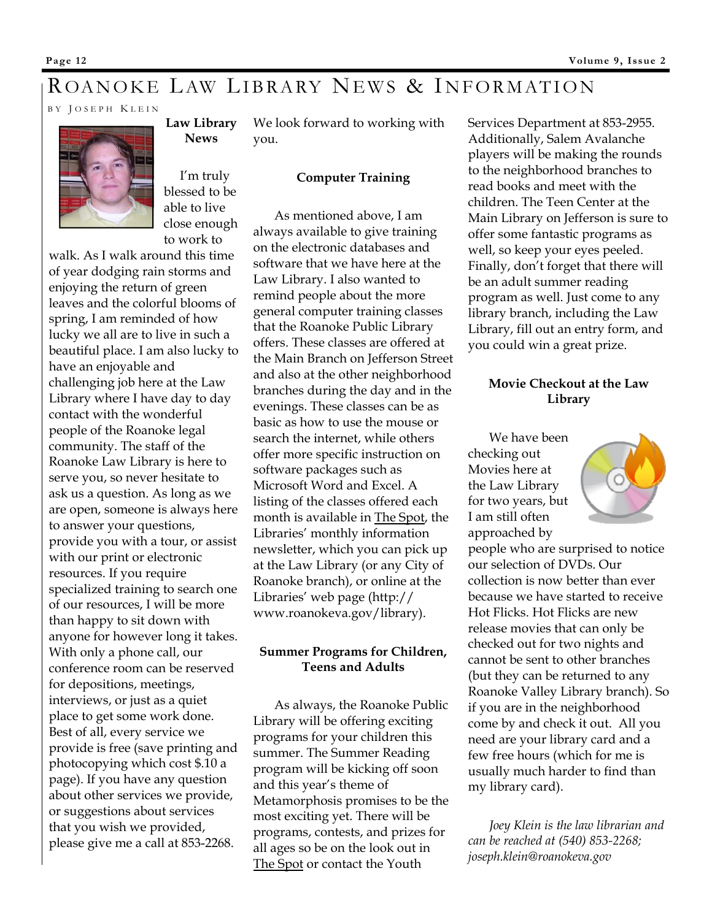# Roanoke Law Library News & Information

By Joseph Klein

### Law Library News

I'm truly blessed to be able to live close enough to work to walk. As I walk around this time of year dodging rain storms and enjoying the return of green leaves and the colorful blooms of spring, I am reminded of how lucky we all are to live in such a beautiful place. I am also lucky to have an enjoyable and challenging job here at the Law Library where I have day to day contact with the wonderful people of the Roanoke legal community. The staff of the Roanoke Law Library is here to serve you, so never hesitate to ask us a question. As long as we are open, someone is always here to answer your questions, provide you with a tour, or assist with our print or electronic resources. If you require specialized training to search one of our resources, I will be more than happy to sit down with anyone for however long it takes. With only a phone call, our conference room can be reserved for depositions, meetings, interviews, or just as a quiet place to get some work done. Best of all, every service we provide is free (save printing and photocopying which cost $.10 a page). If you have any question about other services we provide, or suggestions about services that you wish we provided, please give me a call at 853-2268. We look forward to working with you.

### Computer Training

As mentioned above, I am always available to give training on the electronic databases and software that we have here at the Law Library. I also wanted to remind people about the more general computer training classes that the Roanoke Public Library offers. These classes are offered at the Main Branch on Jefferson Street and also at the other neighborhood branches during the day and in the evenings. These classes can be as basic as how to use the mouse or search the internet, while others offer more specific instruction on software packages such as Microsoft Word and Excel. A listing of the classes offered each month is available in The Spot, the Libraries' monthly information newsletter, which you can pick up at the Law Library (or any City of Roanoke branch), or online at the Libraries' web page (http://www.roanokeva.gov/library).

### Summer Programs for Children, Teens and Adults

As always, the Roanoke Public Library will be offering exciting programs for your children this summer. The Summer Reading program will be kicking off soon and this year's theme of Metamorphosis promises to be the most exciting yet. There will be programs, contests, and prizes for all ages so be on the look out in The Spot or contact the Youth Services Department at 853-2955. Additionally, Salem Avalanche players will be making the rounds to the neighborhood branches to read books and meet with the children. The Teen Center at the Main Library on Jefferson is sure to offer some fantastic programs as well, so keep your eyes peeled. Finally, don't forget that there will be an adult summer reading program as well. Just come to any library branch, including the Law Library, fill out an entry form, and you could win a great prize.

### Movie Checkout at the Law Library

We have been checking out Movies here at the Law Library for two years, but I am still often approached by people who are surprised to notice our selection of DVDs. Our collection is now better than ever because we have started to receive Hot Flicks. Hot Flicks are new release movies that can only be checked out for two nights and cannot be sent to other branches (but they can be returned to any Roanoke Valley Library branch). So if you are in the neighborhood come by and check it out. All you need are your library card and a few free hours (which for me is usually much harder to find than my library card).

*Joey Klein is the law librarian and can be reached at (540) 853-2268; joseph.klein@roanokeva.gov*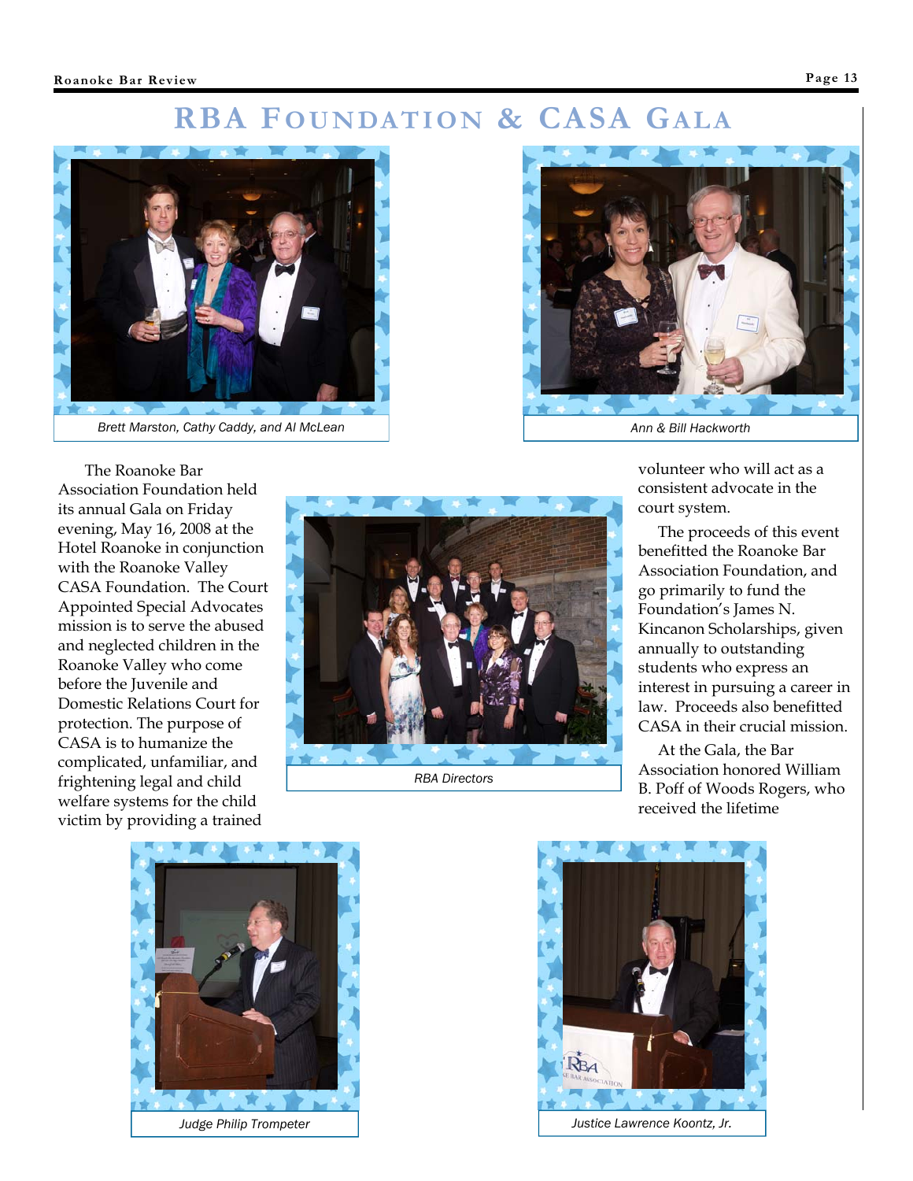# RBA Foundation & CASA Gala

Brett Marston, Cathy Caddy, and Al McLean

Ann & Bill Hackworth

The Roanoke Bar Association Foundation held its annual Gala on Friday evening, May 16, 2008 at the Hotel Roanoke in conjunction with the Roanoke Valley CASA Foundation. The Court Appointed Special Advocates mission is to serve the abused and neglected children in the Roanoke Valley who come before the Juvenile and Domestic Relations Court for protection. The purpose of CASA is to humanize the complicated, unfamiliar, and frightening legal and child welfare systems for the child victim by providing a trained volunteer who will act as a consistent advocate in the court system.

RBA Directors

The proceeds of this event benefitted the Roanoke Bar Association Foundation, and go primarily to fund the Foundation's James N. Kincanon Scholarships, given annually to outstanding students who express an interest in pursuing a career in law. Proceeds also benefitted CASA in their crucial mission.

At the Gala, the Bar Association honored William B. Poff of Woods Rogers, who received the lifetime

Judge Philip Trompeter

Justice Lawrence Koontz, Jr.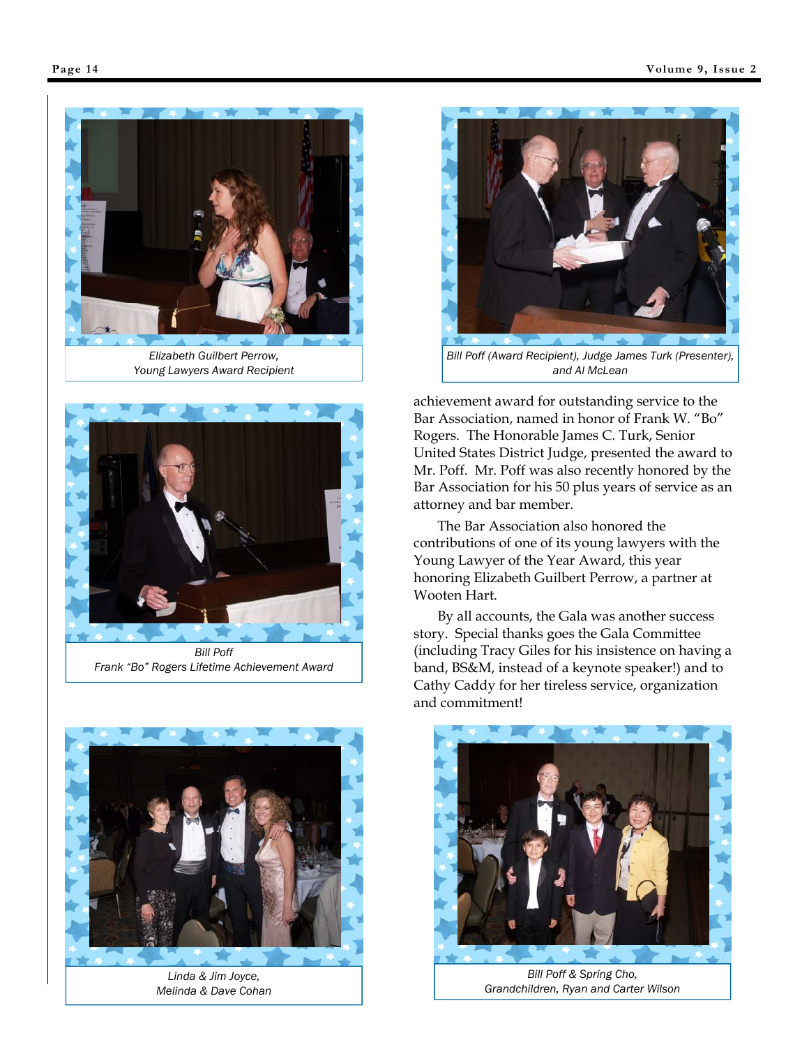*Elizabeth Guilbert Perrow,*
*Young Lawyers Award Recipient*

*Bill Poff (Award Recipient), Judge James Turk (Presenter), and Al McLean*

*Bill Poff*
*Frank "Bo" Rogers Lifetime Achievement Award*

achievement award for outstanding service to the Bar Association, named in honor of Frank W. "Bo" Rogers. The Honorable James C. Turk, Senior United States District Judge, presented the award to Mr. Poff. Mr. Poff was also recently honored by the Bar Association for his 50 plus years of service as an attorney and bar member.

The Bar Association also honored the contributions of one of its young lawyers with the Young Lawyer of the Year Award, this year honoring Elizabeth Guilbert Perrow, a partner at Wooten Hart.

By all accounts, the Gala was another success story. Special thanks goes the Gala Committee (including Tracy Giles for his insistence on having a band, BS&M, instead of a keynote speaker!) and to Cathy Caddy for her tireless service, organization and commitment!

*Linda & Jim Joyce,*
*Melinda & Dave Cohan*

*Bill Poff & Spring Cho,*
*Grandchildren, Ryan and Carter Wilson*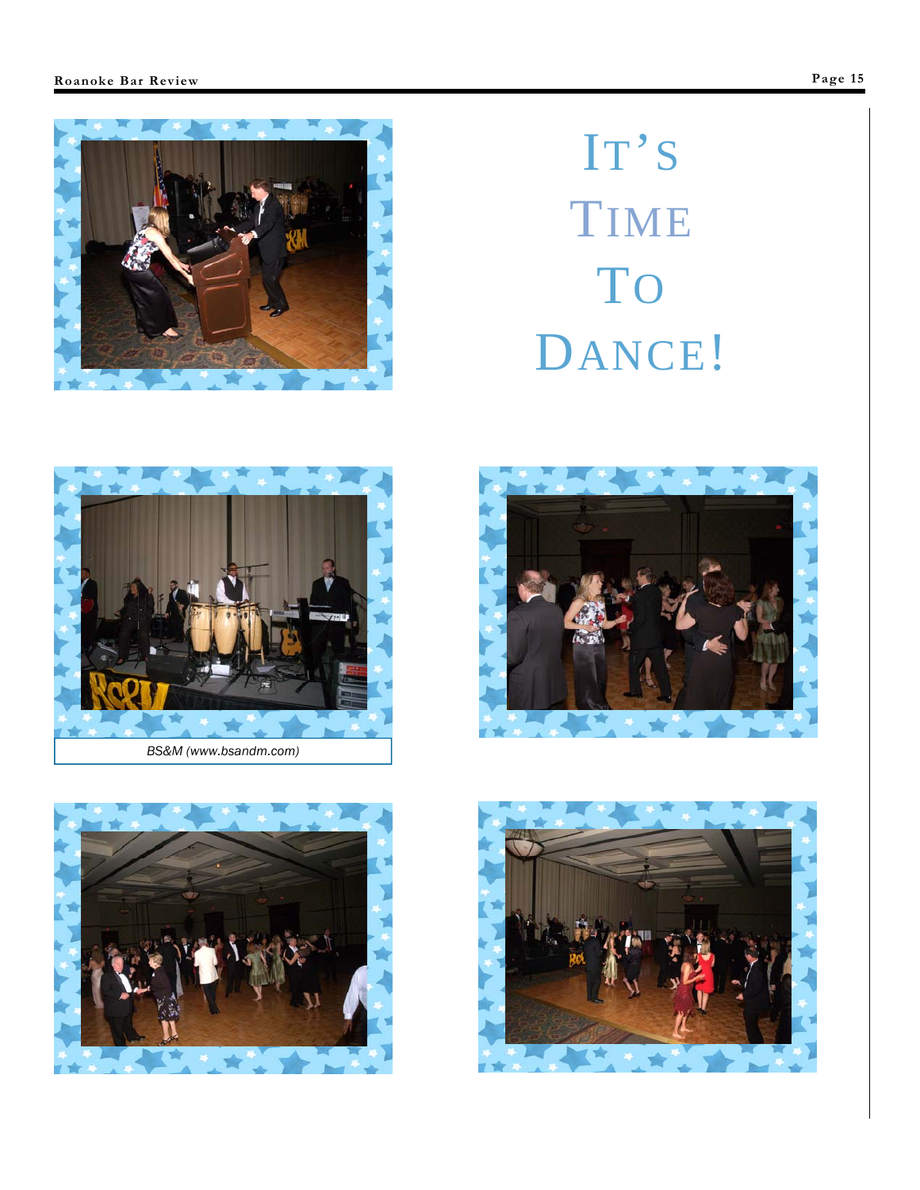# IT'S TIME TO DANCE!

BS&M (www.bsandm.com)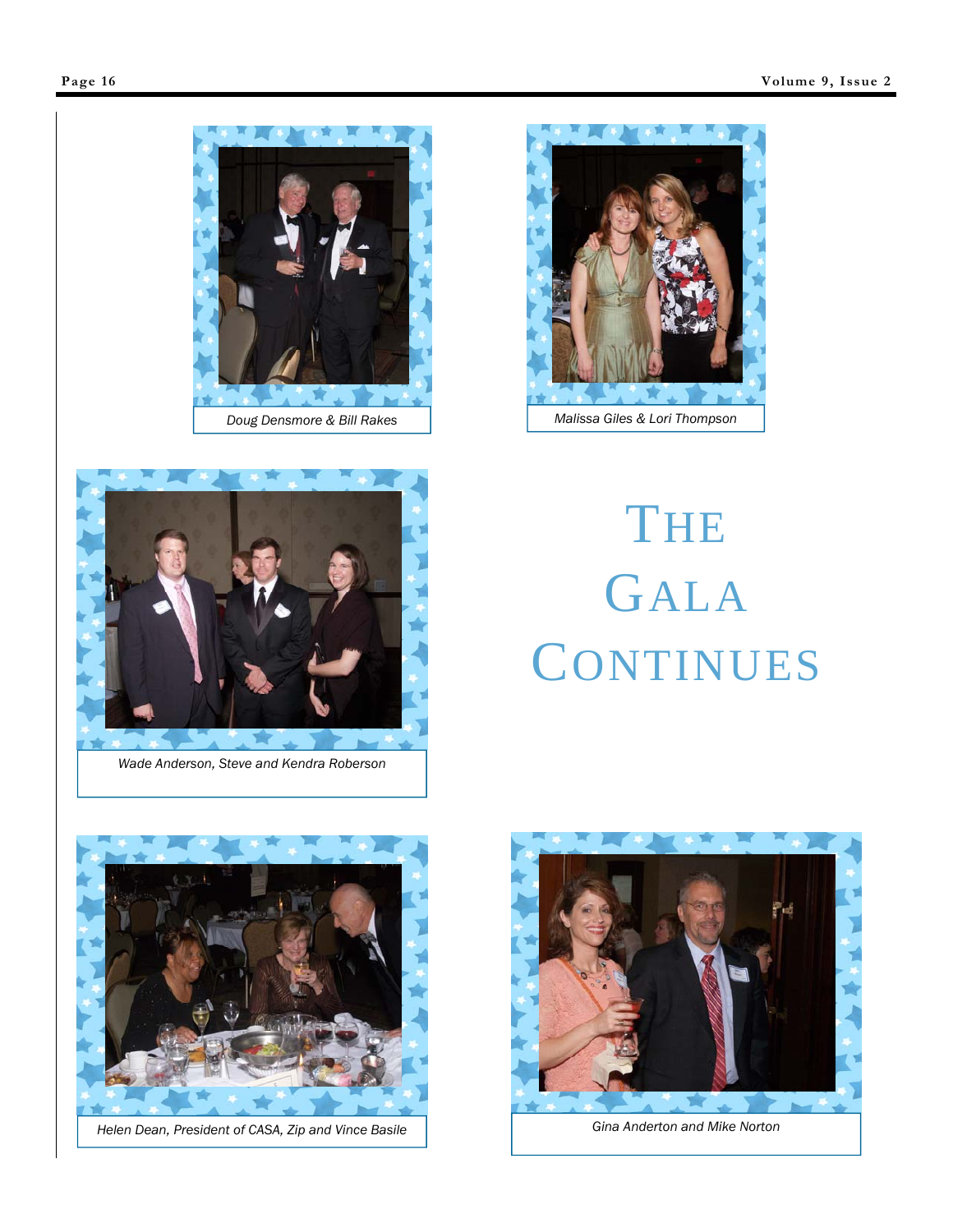Doug Densmore & Bill Rakes

Malissa Giles & Lori Thompson

# The Gala Continues

Wade Anderson, Steve and Kendra Roberson

Helen Dean, President of CASA, Zip and Vince Basile

Gina Anderton and Mike Norton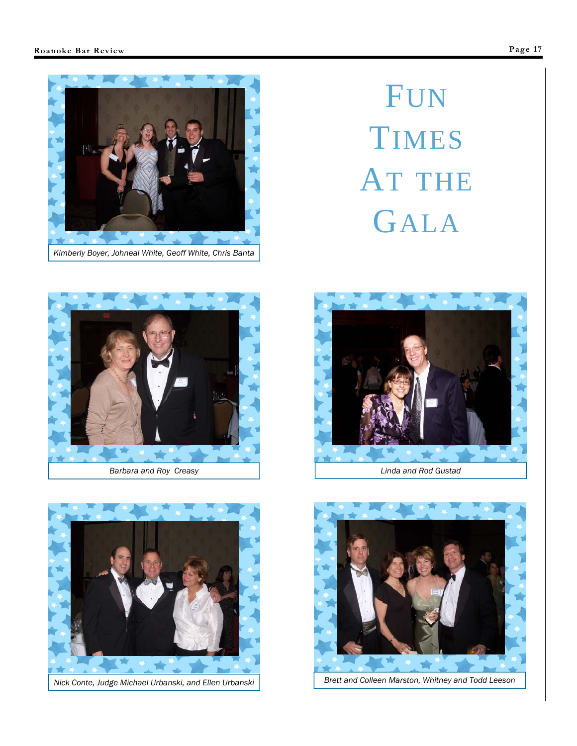# FUN TIMES AT THE GALA

*Kimberly Boyer, Johneal White, Geoff White, Chris Banta*

*Barbara and Roy Creasy*

*Linda and Rod Gustad*

*Nick Conte, Judge Michael Urbanski, and Ellen Urbanski*

*Brett and Colleen Marston, Whitney and Todd Leeson*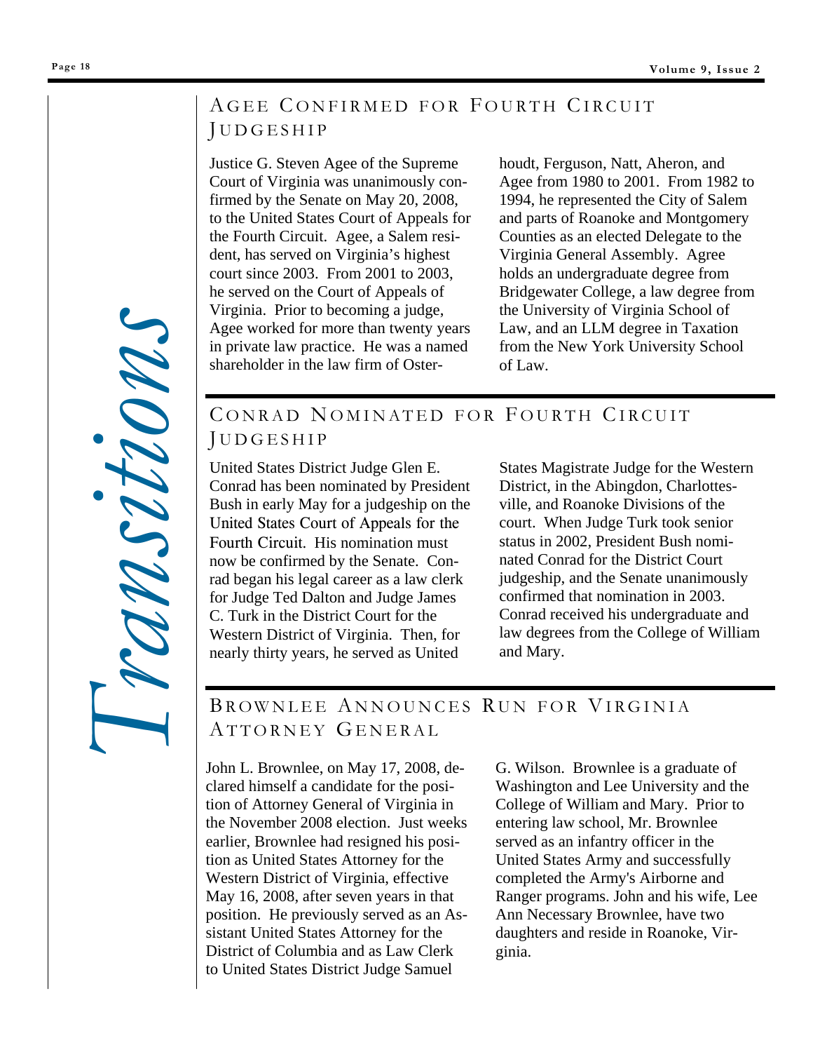# Transitions

## Agee Confirmed for Fourth Circuit Judgeship

Justice G. Steven Agee of the Supreme Court of Virginia was unanimously confirmed by the Senate on May 20, 2008, to the United States Court of Appeals for the Fourth Circuit. Agee, a Salem resident, has served on Virginia's highest court since 2003. From 2001 to 2003, he served on the Court of Appeals of Virginia. Prior to becoming a judge, Agee worked for more than twenty years in private law practice. He was a named shareholder in the law firm of Osterhoudt, Ferguson, Natt, Aheron, and Agee from 1980 to 2001. From 1982 to 1994, he represented the City of Salem and parts of Roanoke and Montgomery Counties as an elected Delegate to the Virginia General Assembly. Agree holds an undergraduate degree from Bridgewater College, a law degree from the University of Virginia School of Law, and an LLM degree in Taxation from the New York University School of Law.

## Conrad Nominated for Fourth Circuit Judgeship

United States District Judge Glen E. Conrad has been nominated by President Bush in early May for a judgeship on the United States Court of Appeals for the Fourth Circuit. His nomination must now be confirmed by the Senate. Conrad began his legal career as a law clerk for Judge Ted Dalton and Judge James C. Turk in the District Court for the Western District of Virginia. Then, for nearly thirty years, he served as United States Magistrate Judge for the Western District, in the Abingdon, Charlottesville, and Roanoke Divisions of the court. When Judge Turk took senior status in 2002, President Bush nominated Conrad for the District Court judgeship, and the Senate unanimously confirmed that nomination in 2003. Conrad received his undergraduate and law degrees from the College of William and Mary.

## Brownlee Announces Run for Virginia Attorney General

John L. Brownlee, on May 17, 2008, declared himself a candidate for the position of Attorney General of Virginia in the November 2008 election. Just weeks earlier, Brownlee had resigned his position as United States Attorney for the Western District of Virginia, effective May 16, 2008, after seven years in that position. He previously served as an Assistant United States Attorney for the District of Columbia and as Law Clerk to United States District Judge Samuel G. Wilson. Brownlee is a graduate of Washington and Lee University and the College of William and Mary. Prior to entering law school, Mr. Brownlee served as an infantry officer in the United States Army and successfully completed the Army's Airborne and Ranger programs. John and his wife, Lee Ann Necessary Brownlee, have two daughters and reside in Roanoke, Virginia.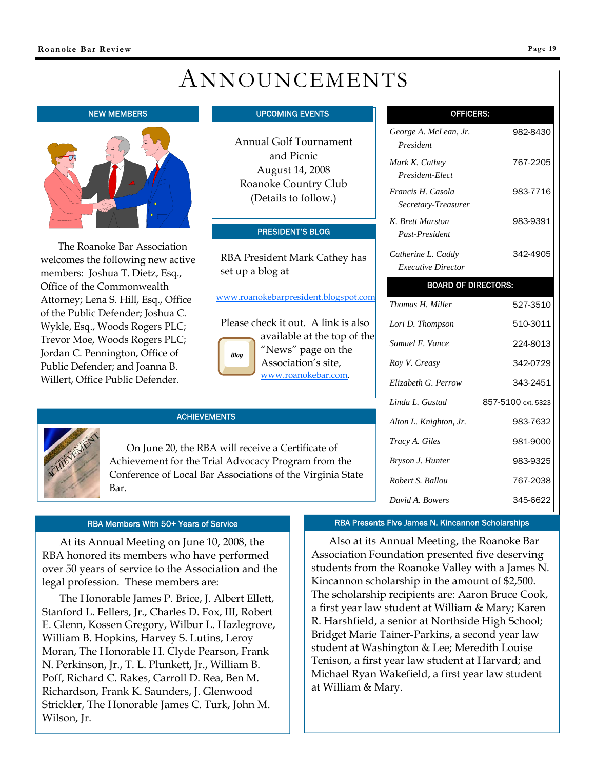# ANNOUNCEMENTS

## NEW MEMBERS

The Roanoke Bar Association welcomes the following new active members: Joshua T. Dietz, Esq., Office of the Commonwealth Attorney; Lena S. Hill, Esq., Office of the Public Defender; Joshua C. Wykle, Esq., Woods Rogers PLC; Trevor Moe, Woods Rogers PLC; Jordan C. Pennington, Office of Public Defender; and Joanna B. Willert, Office Public Defender.

## UPCOMING EVENTS

Annual Golf Tournament
and Picnic
August 14, 2008
Roanoke Country Club
(Details to follow.)

## PRESIDENT'S BLOG

RBA President Mark Cathey has set up a blog at

www.roanokebarpresident.blogspot.com

Please check it out. A link is also available at the top of the "News" page on the Association's site, www.roanokebar.com.

## OFFICERS:

| | |
|---|---|
| *George A. McLean, Jr.* *President* | 982-8430 |
| *Mark K. Cathey* *President-Elect* | 767-2205 |
| *Francis H. Casola* *Secretary-Treasurer* | 983-7716 |
| *K. Brett Marston* *Past-President* | 983-9391 |
| *Catherine L. Caddy* *Executive Director* | 342-4905 |

## BOARD OF DIRECTORS:

| | |
|---|---|
| *Thomas H. Miller* | 527-3510 |
| *Lori D. Thompson* | 510-3011 |
| *Samuel F. Vance* | 224-8013 |
| *Roy V. Creasy* | 342-0729 |
| *Elizabeth G. Perrow* | 343-2451 |
| *Linda L. Gustad* | 857-5100 ext. 5323 |
| *Alton L. Knighton, Jr.* | 983-7632 |
| *Tracy A. Giles* | 981-9000 |
| *Bryson J. Hunter* | 983-9325 |
| *Robert S. Ballou* | 767-2038 |
| *David A. Bowers* | 345-6622 |

## ACHIEVEMENTS

On June 20, the RBA will receive a Certificate of Achievement for the Trial Advocacy Program from the Conference of Local Bar Associations of the Virginia State Bar.

## RBA Members With 50+ Years of Service

At its Annual Meeting on June 10, 2008, the RBA honored its members who have performed over 50 years of service to the Association and the legal profession. These members are:

The Honorable James P. Brice, J. Albert Ellett, Stanford L. Fellers, Jr., Charles D. Fox, III, Robert E. Glenn, Kossen Gregory, Wilbur L. Hazlegrove, William B. Hopkins, Harvey S. Lutins, Leroy Moran, The Honorable H. Clyde Pearson, Frank N. Perkinson, Jr., T. L. Plunkett, Jr., William B. Poff, Richard C. Rakes, Carroll D. Rea, Ben M. Richardson, Frank K. Saunders, J. Glenwood Strickler, The Honorable James C. Turk, John M. Wilson, Jr.

## RBA Presents Five James N. Kincannon Scholarships

Also at its Annual Meeting, the Roanoke Bar Association Foundation presented five deserving students from the Roanoke Valley with a James N. Kincannon scholarship in the amount of $2,500. The scholarship recipients are: Aaron Bruce Cook, a first year law student at William & Mary; Karen R. Harshfield, a senior at Northside High School; Bridget Marie Tainer-Parkins, a second year law student at Washington & Lee; Meredith Louise Tenison, a first year law student at Harvard; and Michael Ryan Wakefield, a first year law student at William & Mary.